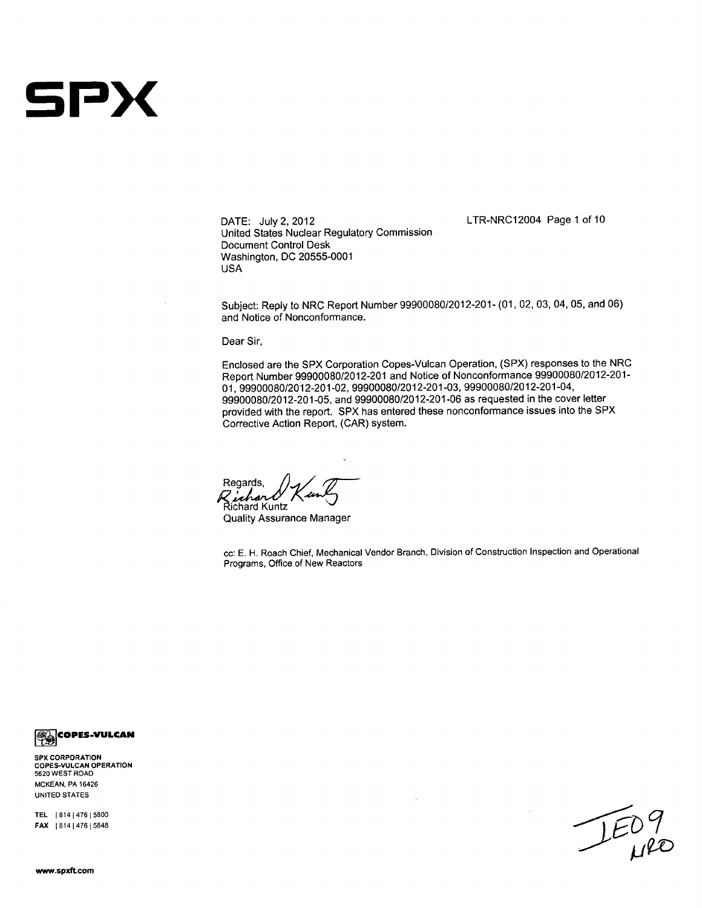# SPX

DATE: July 2, 2012

LTR-NRC12004

United States Nuclear Regulatory Commission
Document Control Desk
Washington, DC 20555-0001
USA

Subject: Reply to NRC Report Number 99900080/2012-201- (01, 02, 03, 04, 05, and 06) and Notice of Nonconformance.

Dear Sir,

Enclosed are the SPX Corporation Copes-Vulcan Operation, (SPX) responses to the NRC Report Number 99900080/2012-201 and Notice of Nonconformance 99900080/2012-201-01, 99900080/2012-201-02, 99900080/2012-201-03, 99900080/2012-201-04, 99900080/2012-201-05, and 99900080/2012-201-06 as requested in the cover letter provided with the report. SPX has entered these nonconformance issues into the SPX Corrective Action Report, (CAR) system.

Regards,

Richard Kuntz
Quality Assurance Manager

cc: E. H. Roach Chief, Mechanical Vendor Branch, Division of Construction Inspection and Operational Programs, Office of New Reactors

COPES-VULCAN

SPX CORPORATION
COPES-VULCAN OPERATION
5620 WEST ROAD
MCKEAN, PA 16426
UNITED STATES

TEL | 814 | 476 | 5800
FAX | 814 | 476 | 5848

www.spxft.com

IE09
NRO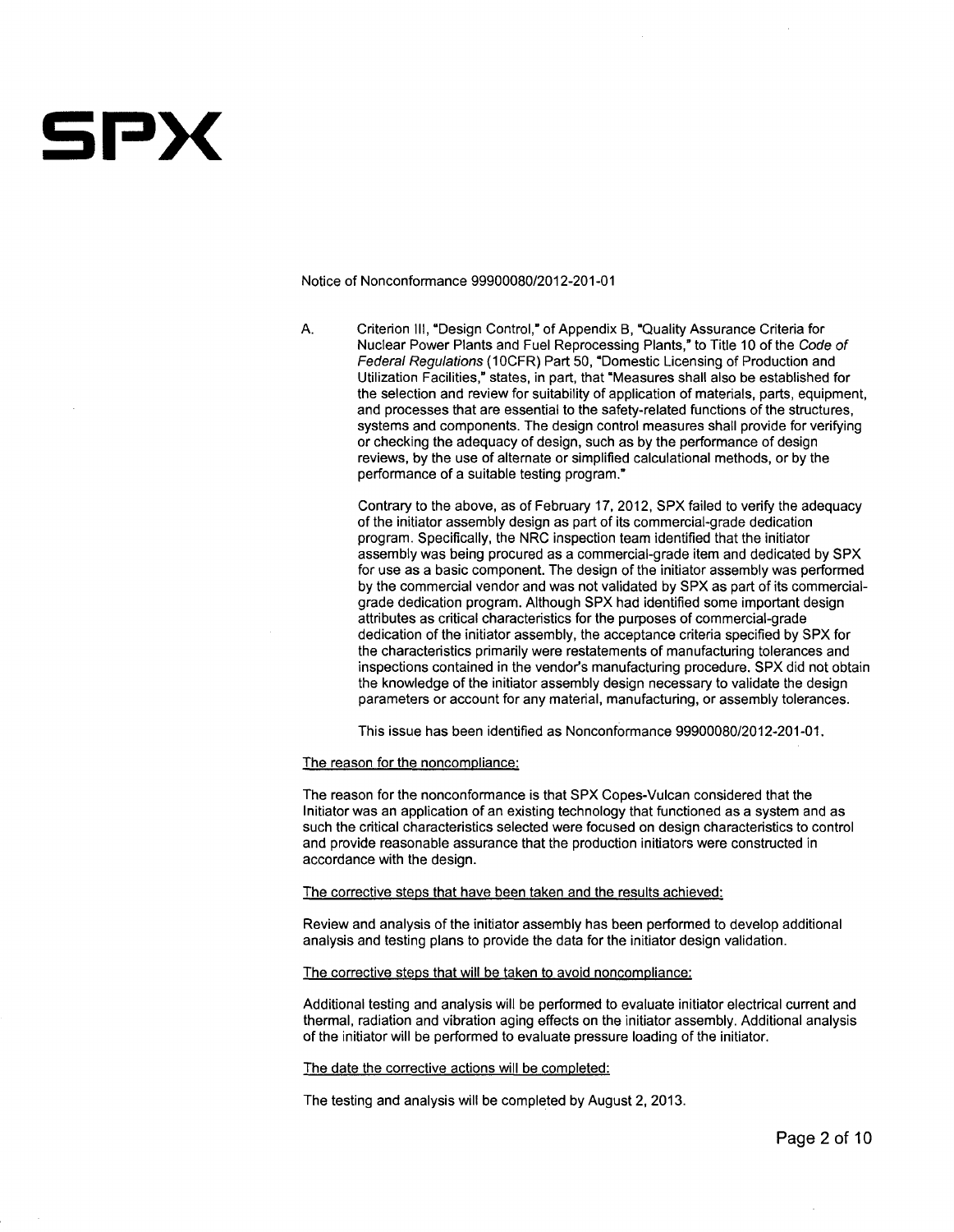# SPX

Notice of Nonconformance 99900080/2012-201-01

A. Criterion III, "Design Control," of Appendix B, "Quality Assurance Criteria for Nuclear Power Plants and Fuel Reprocessing Plants," to Title 10 of the *Code of Federal Regulations* (10CFR) Part 50, "Domestic Licensing of Production and Utilization Facilities," states, in part, that "Measures shall also be established for the selection and review for suitability of application of materials, parts, equipment, and processes that are essential to the safety-related functions of the structures, systems and components. The design control measures shall provide for verifying or checking the adequacy of design, such as by the performance of design reviews, by the use of alternate or simplified calculational methods, or by the performance of a suitable testing program."

Contrary to the above, as of February 17, 2012, SPX failed to verify the adequacy of the initiator assembly design as part of its commercial-grade dedication program. Specifically, the NRC inspection team identified that the initiator assembly was being procured as a commercial-grade item and dedicated by SPX for use as a basic component. The design of the initiator assembly was performed by the commercial vendor and was not validated by SPX as part of its commercial-grade dedication program. Although SPX had identified some important design attributes as critical characteristics for the purposes of commercial-grade dedication of the initiator assembly, the acceptance criteria specified by SPX for the characteristics primarily were restatements of manufacturing tolerances and inspections contained in the vendor's manufacturing procedure. SPX did not obtain the knowledge of the initiator assembly design necessary to validate the design parameters or account for any material, manufacturing, or assembly tolerances.

This issue has been identified as Nonconformance 99900080/2012-201-01.

<u>The reason for the noncompliance:</u>

The reason for the nonconformance is that SPX Copes-Vulcan considered that the Initiator was an application of an existing technology that functioned as a system and as such the critical characteristics selected were focused on design characteristics to control and provide reasonable assurance that the production initiators were constructed in accordance with the design.

<u>The corrective steps that have been taken and the results achieved:</u>

Review and analysis of the initiator assembly has been performed to develop additional analysis and testing plans to provide the data for the initiator design validation.

<u>The corrective steps that will be taken to avoid noncompliance:</u>

Additional testing and analysis will be performed to evaluate initiator electrical current and thermal, radiation and vibration aging effects on the initiator assembly. Additional analysis of the initiator will be performed to evaluate pressure loading of the initiator.

<u>The date the corrective actions will be completed:</u>

The testing and analysis will be completed by August 2, 2013.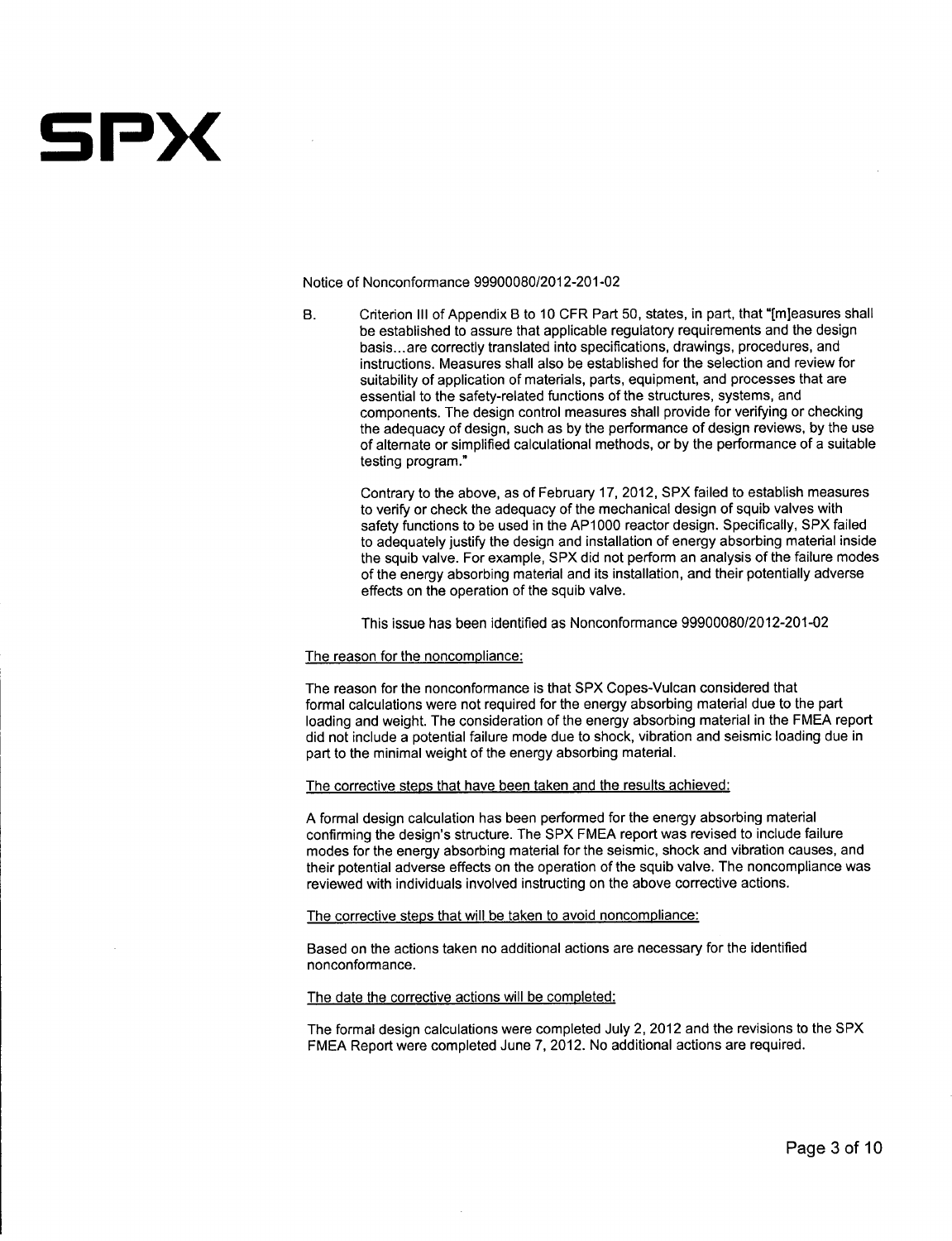# SPX

Notice of Nonconformance 99900080/2012-201-02

B. Criterion III of Appendix B to 10 CFR Part 50, states, in part, that "[m]easures shall be established to assure that applicable regulatory requirements and the design basis...are correctly translated into specifications, drawings, procedures, and instructions. Measures shall also be established for the selection and review for suitability of application of materials, parts, equipment, and processes that are essential to the safety-related functions of the structures, systems, and components. The design control measures shall provide for verifying or checking the adequacy of design, such as by the performance of design reviews, by the use of alternate or simplified calculational methods, or by the performance of a suitable testing program."

Contrary to the above, as of February 17, 2012, SPX failed to establish measures to verify or check the adequacy of the mechanical design of squib valves with safety functions to be used in the AP1000 reactor design. Specifically, SPX failed to adequately justify the design and installation of energy absorbing material inside the squib valve. For example, SPX did not perform an analysis of the failure modes of the energy absorbing material and its installation, and their potentially adverse effects on the operation of the squib valve.

This issue has been identified as Nonconformance 99900080/2012-201-02

The reason for the noncompliance:

The reason for the nonconformance is that SPX Copes-Vulcan considered that formal calculations were not required for the energy absorbing material due to the part loading and weight. The consideration of the energy absorbing material in the FMEA report did not include a potential failure mode due to shock, vibration and seismic loading due in part to the minimal weight of the energy absorbing material.

The corrective steps that have been taken and the results achieved:

A formal design calculation has been performed for the energy absorbing material confirming the design's structure. The SPX FMEA report was revised to include failure modes for the energy absorbing material for the seismic, shock and vibration causes, and their potential adverse effects on the operation of the squib valve. The noncompliance was reviewed with individuals involved instructing on the above corrective actions.

The corrective steps that will be taken to avoid noncompliance:

Based on the actions taken no additional actions are necessary for the identified nonconformance.

The date the corrective actions will be completed:

The formal design calculations were completed July 2, 2012 and the revisions to the SPX FMEA Report were completed June 7, 2012. No additional actions are required.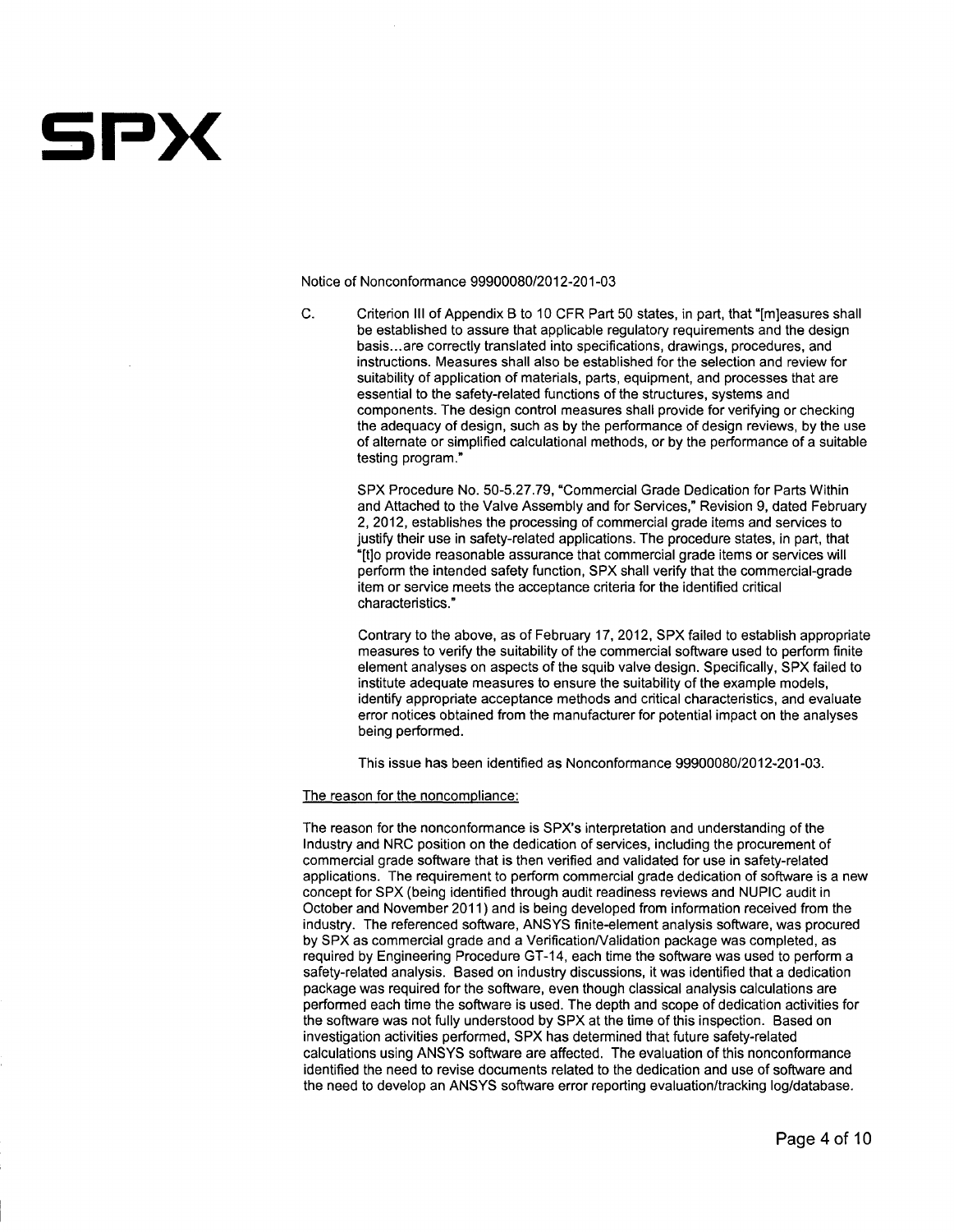# SPX

Notice of Nonconformance 99900080/2012-201-03

C. Criterion III of Appendix B to 10 CFR Part 50 states, in part, that "[m]easures shall be established to assure that applicable regulatory requirements and the design basis...are correctly translated into specifications, drawings, procedures, and instructions. Measures shall also be established for the selection and review for suitability of application of materials, parts, equipment, and processes that are essential to the safety-related functions of the structures, systems and components. The design control measures shall provide for verifying or checking the adequacy of design, such as by the performance of design reviews, by the use of alternate or simplified calculational methods, or by the performance of a suitable testing program."

SPX Procedure No. 50-5.27.79, "Commercial Grade Dedication for Parts Within and Attached to the Valve Assembly and for Services," Revision 9, dated February 2, 2012, establishes the processing of commercial grade items and services to justify their use in safety-related applications. The procedure states, in part, that "[t]o provide reasonable assurance that commercial grade items or services will perform the intended safety function, SPX shall verify that the commercial-grade item or service meets the acceptance criteria for the identified critical characteristics."

Contrary to the above, as of February 17, 2012, SPX failed to establish appropriate measures to verify the suitability of the commercial software used to perform finite element analyses on aspects of the squib valve design. Specifically, SPX failed to institute adequate measures to ensure the suitability of the example models, identify appropriate acceptance methods and critical characteristics, and evaluate error notices obtained from the manufacturer for potential impact on the analyses being performed.

This issue has been identified as Nonconformance 99900080/2012-201-03.

The reason for the noncompliance:

The reason for the nonconformance is SPX's interpretation and understanding of the Industry and NRC position on the dedication of services, including the procurement of commercial grade software that is then verified and validated for use in safety-related applications. The requirement to perform commercial grade dedication of software is a new concept for SPX (being identified through audit readiness reviews and NUPIC audit in October and November 2011) and is being developed from information received from the industry. The referenced software, ANSYS finite-element analysis software, was procured by SPX as commercial grade and a Verification/Validation package was completed, as required by Engineering Procedure GT-14, each time the software was used to perform a safety-related analysis. Based on industry discussions, it was identified that a dedication package was required for the software, even though classical analysis calculations are performed each time the software is used. The depth and scope of dedication activities for the software was not fully understood by SPX at the time of this inspection. Based on investigation activities performed, SPX has determined that future safety-related calculations using ANSYS software are affected. The evaluation of this nonconformance identified the need to revise documents related to the dedication and use of software and the need to develop an ANSYS software error reporting evaluation/tracking log/database.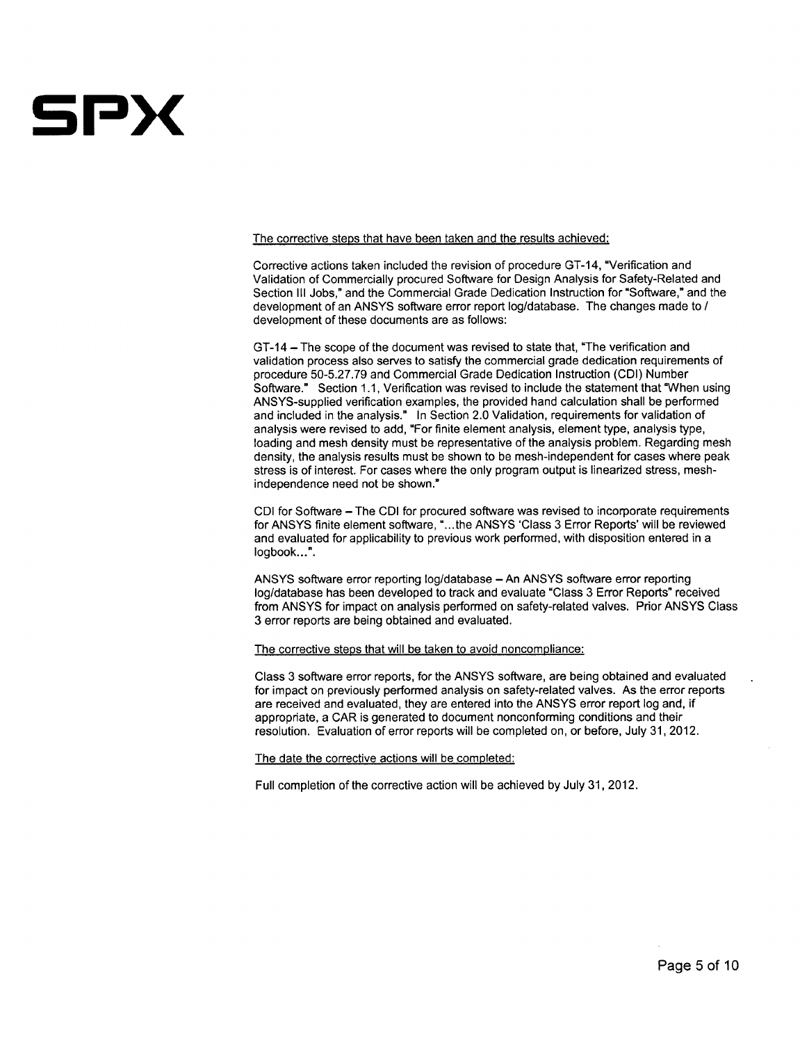SPX

The corrective steps that have been taken and the results achieved:

Corrective actions taken included the revision of procedure GT-14, "Verification and Validation of Commercially procured Software for Design Analysis for Safety-Related and Section III Jobs," and the Commercial Grade Dedication Instruction for "Software," and the development of an ANSYS software error report log/database. The changes made to / development of these documents are as follows:

GT-14 – The scope of the document was revised to state that, "The verification and validation process also serves to satisfy the commercial grade dedication requirements of procedure 50-5.27.79 and Commercial Grade Dedication Instruction (CDI) Number Software." Section 1.1, Verification was revised to include the statement that "When using ANSYS-supplied verification examples, the provided hand calculation shall be performed and included in the analysis." In Section 2.0 Validation, requirements for validation of analysis were revised to add, "For finite element analysis, element type, analysis type, loading and mesh density must be representative of the analysis problem. Regarding mesh density, the analysis results must be shown to be mesh-independent for cases where peak stress is of interest. For cases where the only program output is linearized stress, mesh-independence need not be shown."

CDI for Software – The CDI for procured software was revised to incorporate requirements for ANSYS finite element software, "...the ANSYS 'Class 3 Error Reports' will be reviewed and evaluated for applicability to previous work performed, with disposition entered in a logbook...".

ANSYS software error reporting log/database – An ANSYS software error reporting log/database has been developed to track and evaluate "Class 3 Error Reports" received from ANSYS for impact on analysis performed on safety-related valves. Prior ANSYS Class 3 error reports are being obtained and evaluated.

The corrective steps that will be taken to avoid noncompliance:

Class 3 software error reports, for the ANSYS software, are being obtained and evaluated for impact on previously performed analysis on safety-related valves. As the error reports are received and evaluated, they are entered into the ANSYS error report log and, if appropriate, a CAR is generated to document nonconforming conditions and their resolution. Evaluation of error reports will be completed on, or before, July 31, 2012.

The date the corrective actions will be completed:

Full completion of the corrective action will be achieved by July 31, 2012.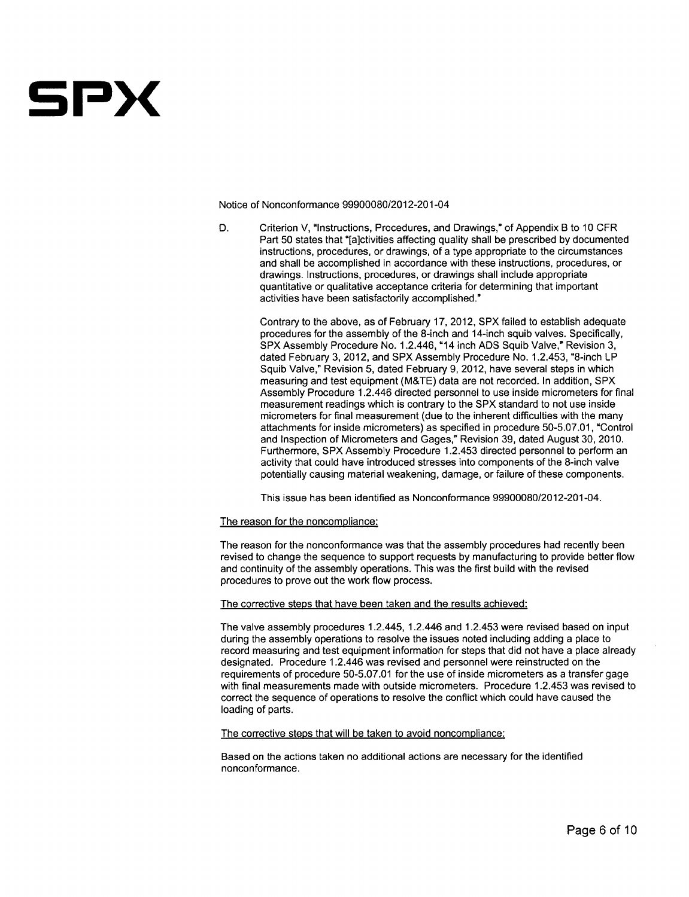Notice of Nonconformance 99900080/2012-201-04

D. Criterion V, "Instructions, Procedures, and Drawings," of Appendix B to 10 CFR Part 50 states that "[a]ctivities affecting quality shall be prescribed by documented instructions, procedures, or drawings, of a type appropriate to the circumstances and shall be accomplished in accordance with these instructions, procedures, or drawings. Instructions, procedures, or drawings shall include appropriate quantitative or qualitative acceptance criteria for determining that important activities have been satisfactorily accomplished."

   Contrary to the above, as of February 17, 2012, SPX failed to establish adequate procedures for the assembly of the 8-inch and 14-inch squib valves. Specifically, SPX Assembly Procedure No. 1.2.446, "14 inch ADS Squib Valve," Revision 3, dated February 3, 2012, and SPX Assembly Procedure No. 1.2.453, "8-inch LP Squib Valve," Revision 5, dated February 9, 2012, have several steps in which measuring and test equipment (M&TE) data are not recorded. In addition, SPX Assembly Procedure 1.2.446 directed personnel to use inside micrometers for final measurement readings which is contrary to the SPX standard to not use inside micrometers for final measurement (due to the inherent difficulties with the many attachments for inside micrometers) as specified in procedure 50-5.07.01, "Control and Inspection of Micrometers and Gages," Revision 39, dated August 30, 2010. Furthermore, SPX Assembly Procedure 1.2.453 directed personnel to perform an activity that could have introduced stresses into components of the 8-inch valve potentially causing material weakening, damage, or failure of these components.

   This issue has been identified as Nonconformance 99900080/2012-201-04.

The reason for the noncompliance:

The reason for the nonconformance was that the assembly procedures had recently been revised to change the sequence to support requests by manufacturing to provide better flow and continuity of the assembly operations. This was the first build with the revised procedures to prove out the work flow process.

The corrective steps that have been taken and the results achieved:

The valve assembly procedures 1.2.445, 1.2.446 and 1.2.453 were revised based on input during the assembly operations to resolve the issues noted including adding a place to record measuring and test equipment information for steps that did not have a place already designated. Procedure 1.2.446 was revised and personnel were reinstructed on the requirements of procedure 50-5.07.01 for the use of inside micrometers as a transfer gage with final measurements made with outside micrometers. Procedure 1.2.453 was revised to correct the sequence of operations to resolve the conflict which could have caused the loading of parts.

The corrective steps that will be taken to avoid noncompliance:

Based on the actions taken no additional actions are necessary for the identified nonconformance.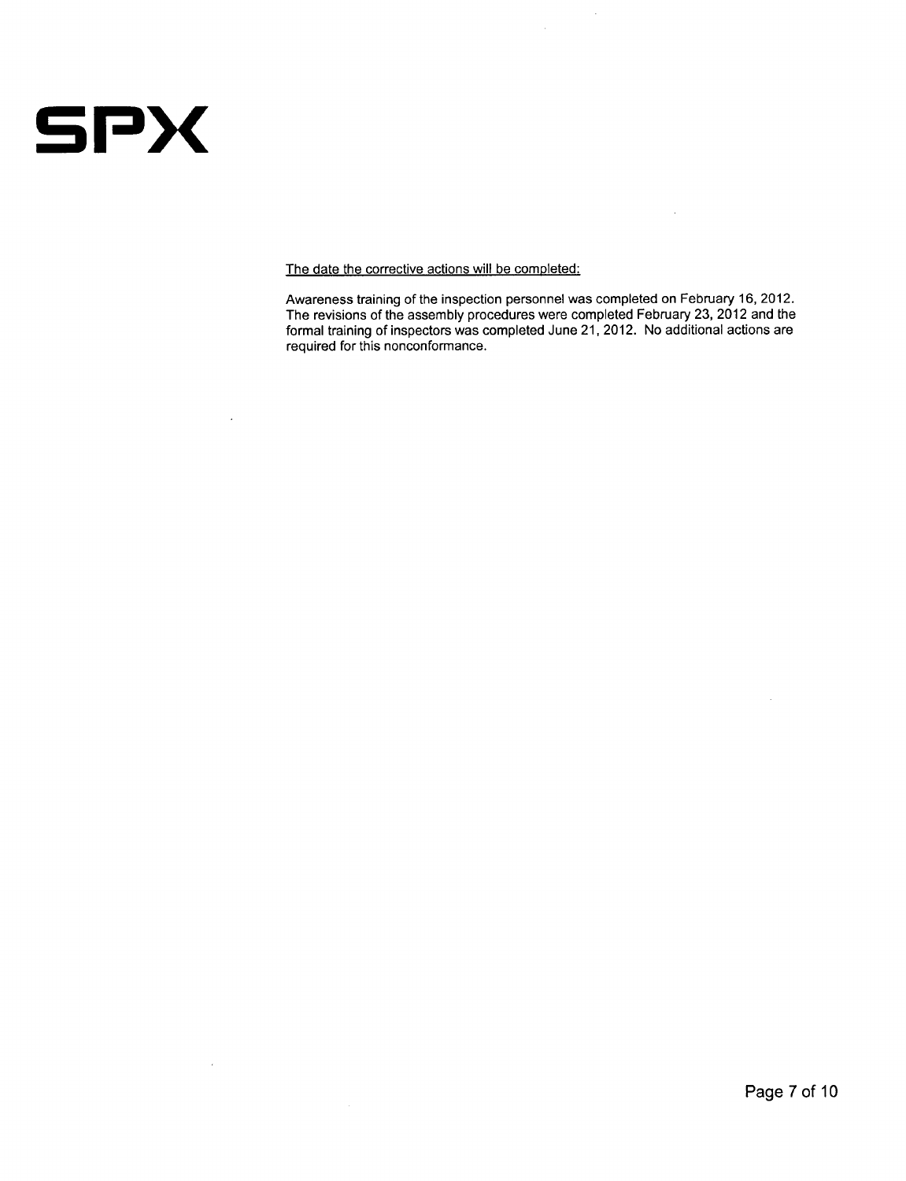**SPX**

<u>The date the corrective actions will be completed:</u>

Awareness training of the inspection personnel was completed on February 16, 2012. The revisions of the assembly procedures were completed February 23, 2012 and the formal training of inspectors was completed June 21, 2012. No additional actions are required for this nonconformance.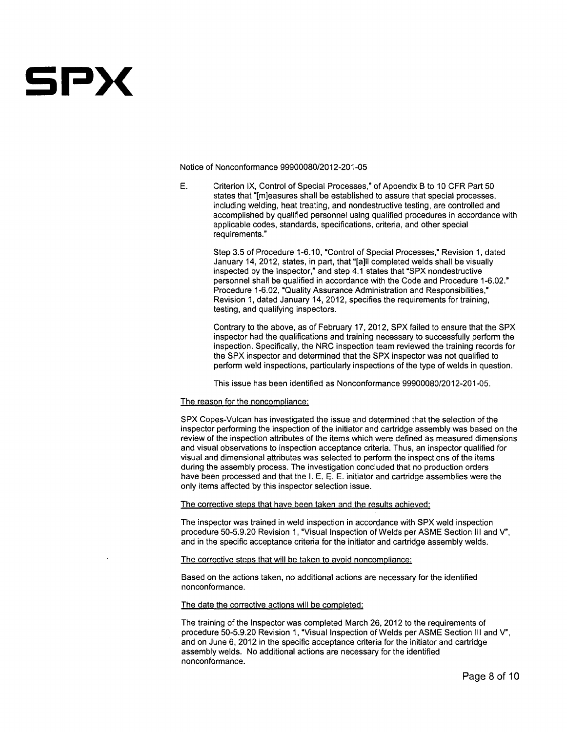Notice of Nonconformance 99900080/2012-201-05

E. Criterion IX, Control of Special Processes," of Appendix B to 10 CFR Part 50 states that "[m]easures shall be established to assure that special processes, including welding, heat treating, and nondestructive testing, are controlled and accomplished by qualified personnel using qualified procedures in accordance with applicable codes, standards, specifications, criteria, and other special requirements."

Step 3.5 of Procedure 1-6.10, "Control of Special Processes," Revision 1, dated January 14, 2012, states, in part, that "[a]ll completed welds shall be visually inspected by the Inspector," and step 4.1 states that "SPX nondestructive personnel shall be qualified in accordance with the Code and Procedure 1-6.02." Procedure 1-6.02, "Quality Assurance Administration and Responsibilities," Revision 1, dated January 14, 2012, specifies the requirements for training, testing, and qualifying inspectors.

Contrary to the above, as of February 17, 2012, SPX failed to ensure that the SPX inspector had the qualifications and training necessary to successfully perform the inspection. Specifically, the NRC inspection team reviewed the training records for the SPX inspector and determined that the SPX inspector was not qualified to perform weld inspections, particularly inspections of the type of welds in question.

This issue has been identified as Nonconformance 99900080/2012-201-05.

<u>The reason for the noncompliance:</u>

SPX Copes-Vulcan has investigated the issue and determined that the selection of the inspector performing the inspection of the initiator and cartridge assembly was based on the review of the inspection attributes of the items which were defined as measured dimensions and visual observations to inspection acceptance criteria. Thus, an inspector qualified for visual and dimensional attributes was selected to perform the inspections of the items during the assembly process. The investigation concluded that no production orders have been processed and that the I. E. E. E. initiator and cartridge assemblies were the only items affected by this inspector selection issue.

<u>The corrective steps that have been taken and the results achieved:</u>

The inspector was trained in weld inspection in accordance with SPX weld inspection procedure 50-5.9.20 Revision 1, "Visual Inspection of Welds per ASME Section III and V", and in the specific acceptance criteria for the initiator and cartridge assembly welds.

<u>The corrective steps that will be taken to avoid noncompliance:</u>

Based on the actions taken, no additional actions are necessary for the identified nonconformance.

<u>The date the corrective actions will be completed:</u>

The training of the Inspector was completed March 26, 2012 to the requirements of procedure 50-5.9.20 Revision 1, "Visual Inspection of Welds per ASME Section III and V", and on June 6, 2012 in the specific acceptance criteria for the initiator and cartridge assembly welds. No additional actions are necessary for the identified nonconformance.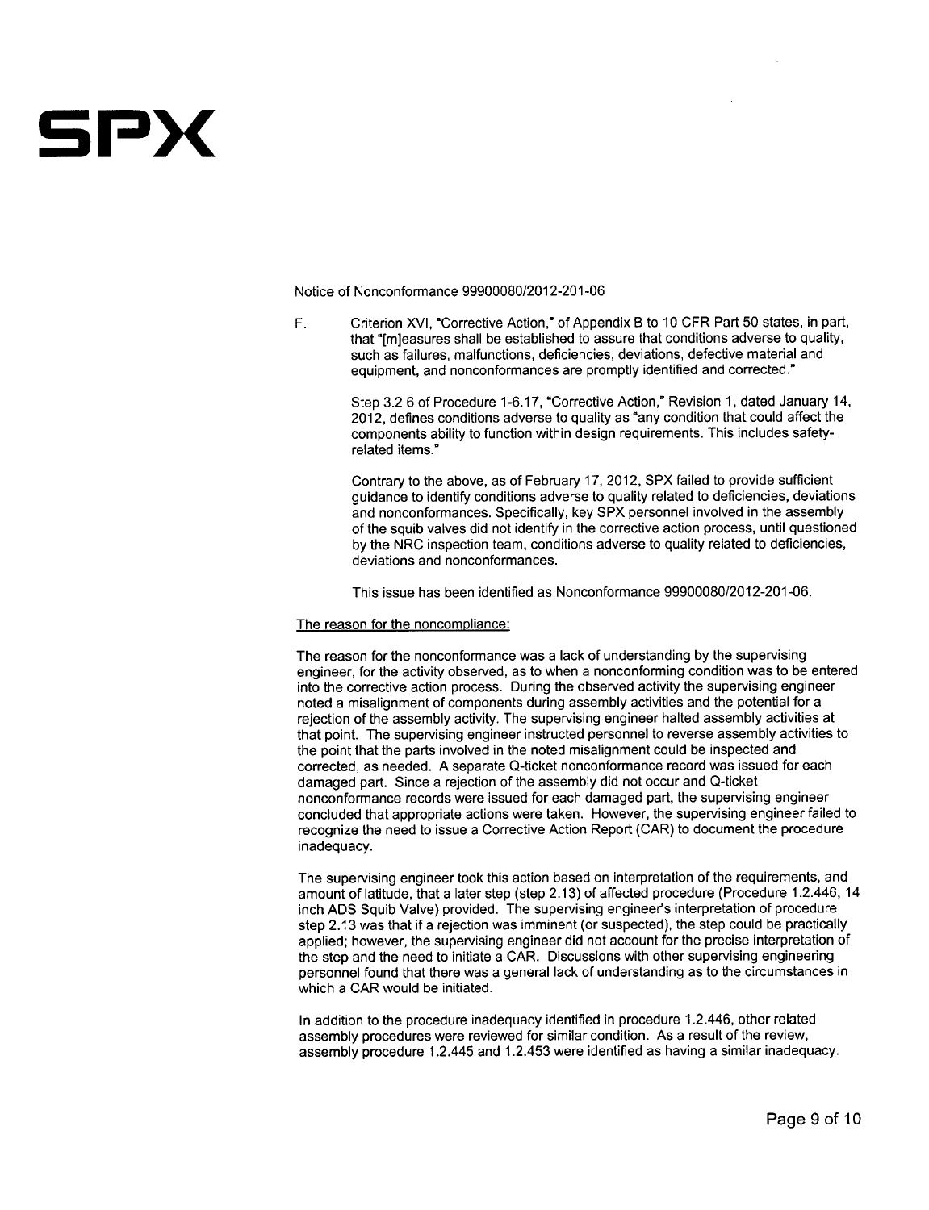# SPX

Notice of Nonconformance 99900080/2012-201-06

F. Criterion XVI, "Corrective Action," of Appendix B to 10 CFR Part 50 states, in part, that "[m]easures shall be established to assure that conditions adverse to quality, such as failures, malfunctions, deficiencies, deviations, defective material and equipment, and nonconformances are promptly identified and corrected."

Step 3.2 6 of Procedure 1-6.17, "Corrective Action," Revision 1, dated January 14, 2012, defines conditions adverse to quality as "any condition that could affect the components ability to function within design requirements. This includes safety-related items."

Contrary to the above, as of February 17, 2012, SPX failed to provide sufficient guidance to identify conditions adverse to quality related to deficiencies, deviations and nonconformances. Specifically, key SPX personnel involved in the assembly of the squib valves did not identify in the corrective action process, until questioned by the NRC inspection team, conditions adverse to quality related to deficiencies, deviations and nonconformances.

This issue has been identified as Nonconformance 99900080/2012-201-06.

The reason for the noncompliance:

The reason for the nonconformance was a lack of understanding by the supervising engineer, for the activity observed, as to when a nonconforming condition was to be entered into the corrective action process. During the observed activity the supervising engineer noted a misalignment of components during assembly activities and the potential for a rejection of the assembly activity. The supervising engineer halted assembly activities at that point. The supervising engineer instructed personnel to reverse assembly activities to the point that the parts involved in the noted misalignment could be inspected and corrected, as needed. A separate Q-ticket nonconformance record was issued for each damaged part. Since a rejection of the assembly did not occur and Q-ticket nonconformance records were issued for each damaged part, the supervising engineer concluded that appropriate actions were taken. However, the supervising engineer failed to recognize the need to issue a Corrective Action Report (CAR) to document the procedure inadequacy.

The supervising engineer took this action based on interpretation of the requirements, and amount of latitude, that a later step (step 2.13) of affected procedure (Procedure 1.2.446, 14 inch ADS Squib Valve) provided. The supervising engineer's interpretation of procedure step 2.13 was that if a rejection was imminent (or suspected), the step could be practically applied; however, the supervising engineer did not account for the precise interpretation of the step and the need to initiate a CAR. Discussions with other supervising engineering personnel found that there was a general lack of understanding as to the circumstances in which a CAR would be initiated.

In addition to the procedure inadequacy identified in procedure 1.2.446, other related assembly procedures were reviewed for similar condition. As a result of the review, assembly procedure 1.2.445 and 1.2.453 were identified as having a similar inadequacy.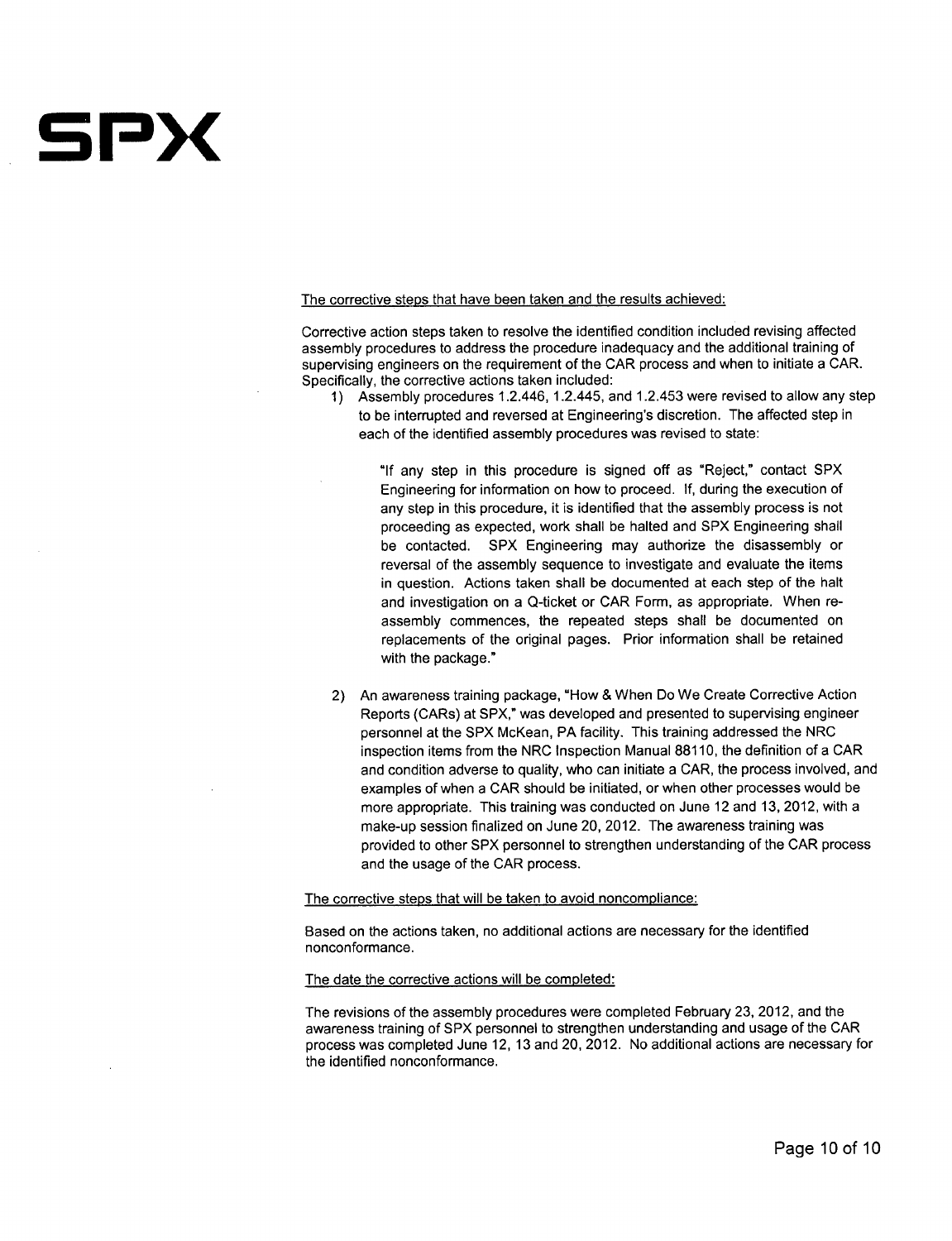# SPX

<u>The corrective steps that have been taken and the results achieved:</u>

Corrective action steps taken to resolve the identified condition included revising affected assembly procedures to address the procedure inadequacy and the additional training of supervising engineers on the requirement of the CAR process and when to initiate a CAR. Specifically, the corrective actions taken included:

1) Assembly procedures 1.2.446, 1.2.445, and 1.2.453 were revised to allow any step to be interrupted and reversed at Engineering's discretion. The affected step in each of the identified assembly procedures was revised to state:

   > "If any step in this procedure is signed off as "Reject," contact SPX Engineering for information on how to proceed. If, during the execution of any step in this procedure, it is identified that the assembly process is not proceeding as expected, work shall be halted and SPX Engineering shall be contacted. SPX Engineering may authorize the disassembly or reversal of the assembly sequence to investigate and evaluate the items in question. Actions taken shall be documented at each step of the halt and investigation on a Q-ticket or CAR Form, as appropriate. When re-assembly commences, the repeated steps shall be documented on replacements of the original pages. Prior information shall be retained with the package."

2) An awareness training package, "How & When Do We Create Corrective Action Reports (CARs) at SPX," was developed and presented to supervising engineer personnel at the SPX McKean, PA facility. This training addressed the NRC inspection items from the NRC Inspection Manual 88110, the definition of a CAR and condition adverse to quality, who can initiate a CAR, the process involved, and examples of when a CAR should be initiated, or when other processes would be more appropriate. This training was conducted on June 12 and 13, 2012, with a make-up session finalized on June 20, 2012. The awareness training was provided to other SPX personnel to strengthen understanding of the CAR process and the usage of the CAR process.

<u>The corrective steps that will be taken to avoid noncompliance:</u>

Based on the actions taken, no additional actions are necessary for the identified nonconformance.

<u>The date the corrective actions will be completed:</u>

The revisions of the assembly procedures were completed February 23, 2012, and the awareness training of SPX personnel to strengthen understanding and usage of the CAR process was completed June 12, 13 and 20, 2012. No additional actions are necessary for the identified nonconformance.